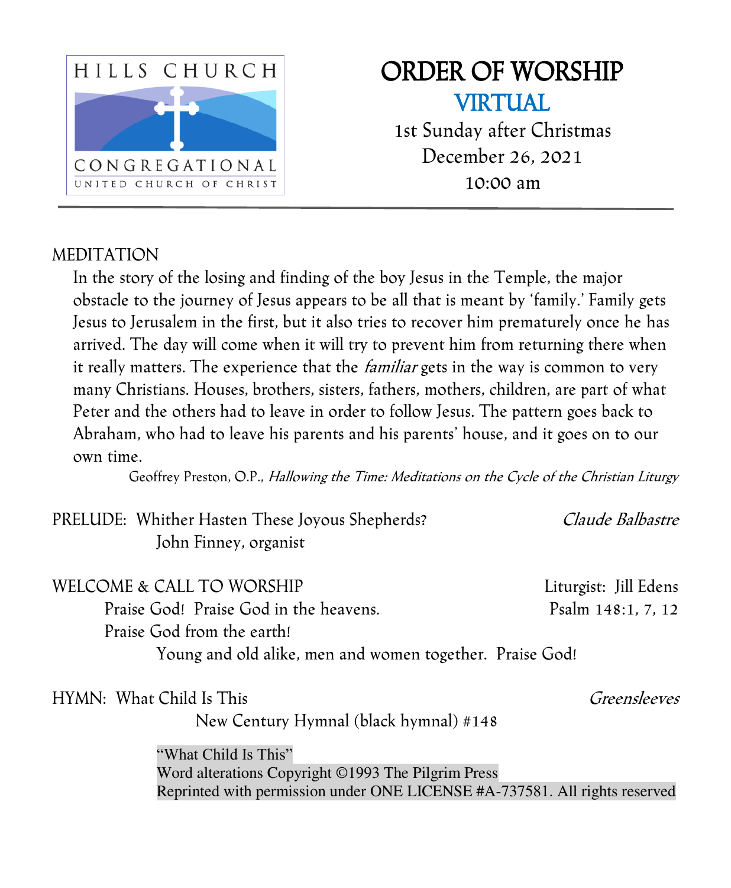HILLS CHURCH

CONGREGATIONAL

UNITED CHURCH OF CHRIST

# ORDER OF WORSHIP

## VIRTUAL

1st Sunday after Christmas
December 26, 2021
10:00 am

---

MEDITATION

In the story of the losing and finding of the boy Jesus in the Temple, the major obstacle to the journey of Jesus appears to be all that is meant by 'family.' Family gets Jesus to Jerusalem in the first, but it also tries to recover him prematurely once he has arrived. The day will come when it will try to prevent him from returning there when it really matters. The experience that the *familiar* gets in the way is common to very many Christians. Houses, brothers, sisters, fathers, mothers, children, are part of what Peter and the others had to leave in order to follow Jesus. The pattern goes back to Abraham, who had to leave his parents and his parents' house, and it goes on to our own time.

Geoffrey Preston, O.P., *Hallowing the Time: Meditations on the Cycle of the Christian Liturgy*

PRELUDE: Whither Hasten These Joyous Shepherds? — *Claude Balbastre*
John Finney, organist

WELCOME & CALL TO WORSHIP — Liturgist: Jill Edens

Praise God! Praise God in the heavens. — Psalm 148:1, 7, 12
Praise God from the earth!
**Young and old alike, men and women together. Praise God!**

HYMN: What Child Is This — *Greensleeves*
New Century Hymnal (black hymnal) #148

"What Child Is This"
Word alterations Copyright ©1993 The Pilgrim Press
Reprinted with permission under ONE LICENSE #A-737581. All rights reserved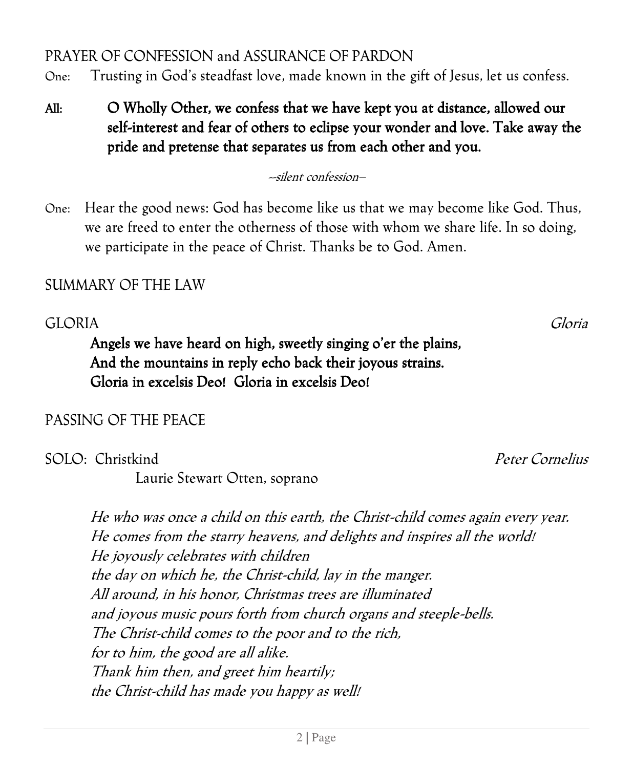PRAYER OF CONFESSION and ASSURANCE OF PARDON

One: Trusting in God's steadfast love, made known in the gift of Jesus, let us confess.

**All: O Wholly Other, we confess that we have kept you at distance, allowed our self-interest and fear of others to eclipse your wonder and love. Take away the pride and pretense that separates us from each other and you.**

*--silent confession--*

One: Hear the good news: God has become like us that we may become like God. Thus, we are freed to enter the otherness of those with whom we share life. In so doing, we participate in the peace of Christ. Thanks be to God. Amen.

SUMMARY OF THE LAW

GLORIA *Gloria*

**Angels we have heard on high, sweetly singing o'er the plains,**
**And the mountains in reply echo back their joyous strains.**
**Gloria in excelsis Deo! Gloria in excelsis Deo!**

PASSING OF THE PEACE

SOLO: Christkind *Peter Cornelius*

Laurie Stewart Otten, soprano

*He who was once a child on this earth, the Christ-child comes again every year.*
*He comes from the starry heavens, and delights and inspires all the world!*
*He joyously celebrates with children*
*the day on which he, the Christ-child, lay in the manger.*
*All around, in his honor, Christmas trees are illuminated*
*and joyous music pours forth from church organs and steeple-bells.*
*The Christ-child comes to the poor and to the rich,*
*for to him, the good are all alike.*
*Thank him then, and greet him heartily;*
*the Christ-child has made you happy as well!*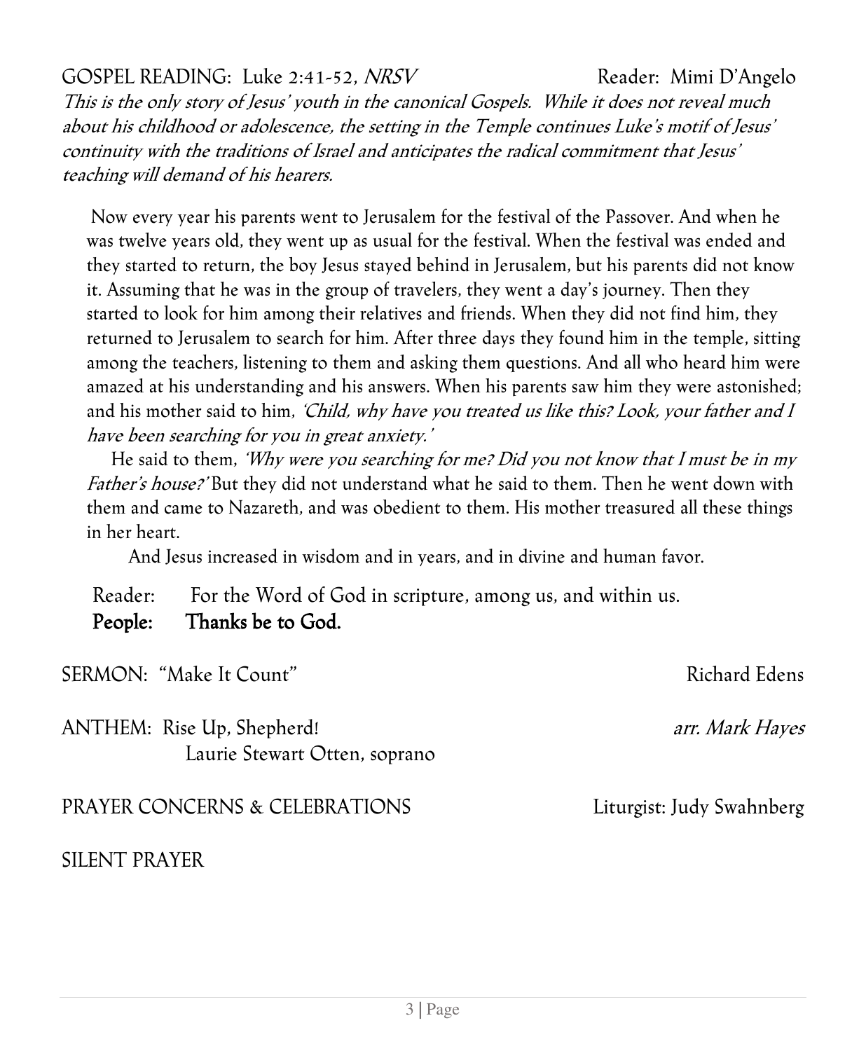GOSPEL READING: Luke 2:41-52, *NRSV* Reader: Mimi D'Angelo

***This is the only story of Jesus' youth in the canonical Gospels. While it does not reveal much about his childhood or adolescence, the setting in the Temple continues Luke's motif of Jesus' continuity with the traditions of Israel and anticipates the radical commitment that Jesus' teaching will demand of his hearers.***

Now every year his parents went to Jerusalem for the festival of the Passover. And when he was twelve years old, they went up as usual for the festival. When the festival was ended and they started to return, the boy Jesus stayed behind in Jerusalem, but his parents did not know it. Assuming that he was in the group of travelers, they went a day's journey. Then they started to look for him among their relatives and friends. When they did not find him, they returned to Jerusalem to search for him. After three days they found him in the temple, sitting among the teachers, listening to them and asking them questions. And all who heard him were amazed at his understanding and his answers. When his parents saw him they were astonished; and his mother said to him, ***'Child, why have you treated us like this? Look, your father and I have been searching for you in great anxiety.'***

He said to them, ***'Why were you searching for me? Did you not know that I must be in my Father's house?'*** But they did not understand what he said to them. Then he went down with them and came to Nazareth, and was obedient to them. His mother treasured all these things in her heart.

And Jesus increased in wisdom and in years, and in divine and human favor.

Reader: For the Word of God in scripture, among us, and within us.
**People: Thanks be to God.**

SERMON: "Make It Count" Richard Edens

ANTHEM: Rise Up, Shepherd! *arr. Mark Hayes*
Laurie Stewart Otten, soprano

PRAYER CONCERNS & CELEBRATIONS Liturgist: Judy Swahnberg

SILENT PRAYER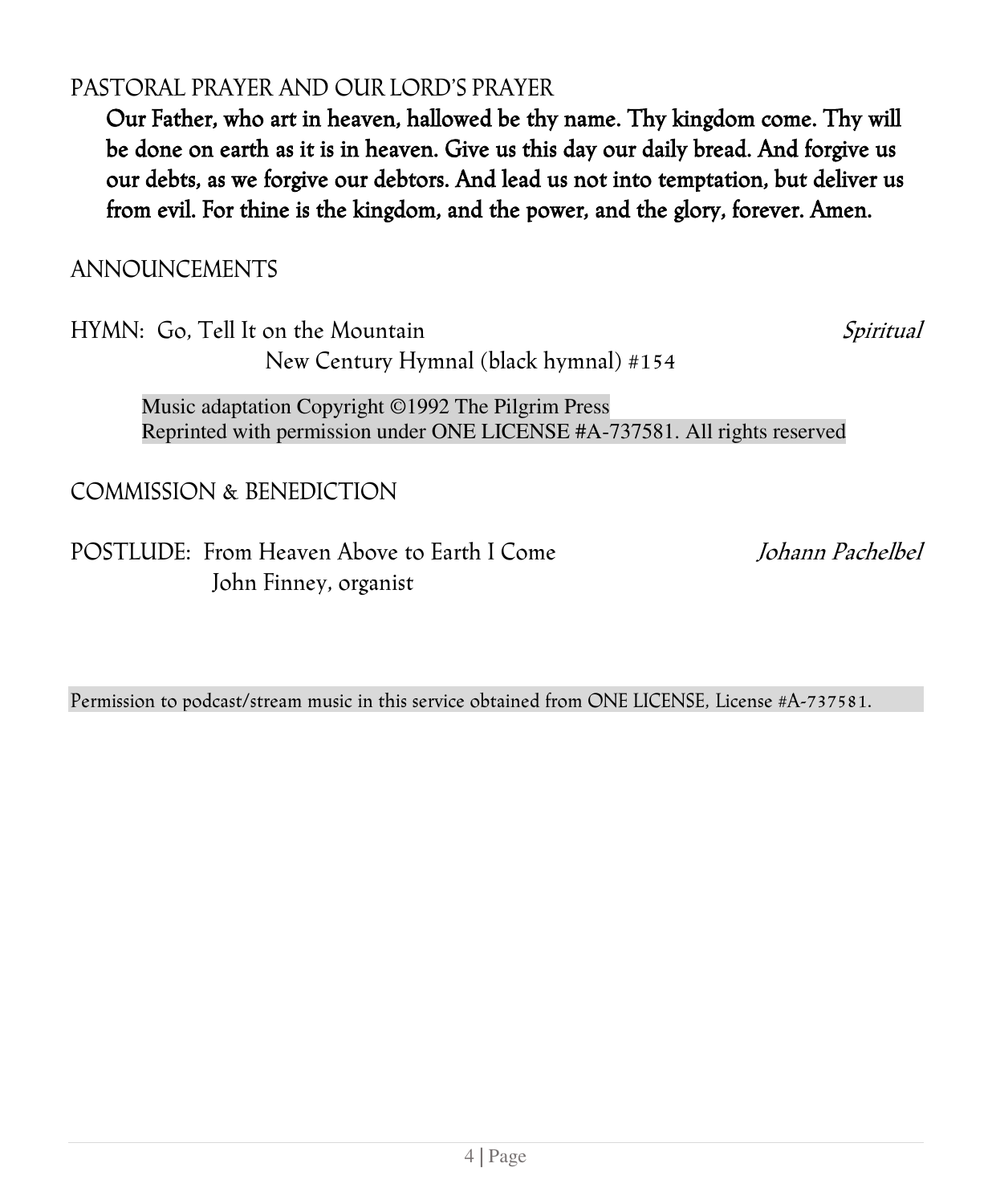PASTORAL PRAYER AND OUR LORD'S PRAYER

**Our Father, who art in heaven, hallowed be thy name. Thy kingdom come. Thy will be done on earth as it is in heaven. Give us this day our daily bread. And forgive us our debts, as we forgive our debtors. And lead us not into temptation, but deliver us from evil. For thine is the kingdom, and the power, and the glory, forever. Amen.**

ANNOUNCEMENTS

HYMN: Go, Tell It on the Mountain *Spiritual*
New Century Hymnal (black hymnal) #154

Music adaptation Copyright ©1992 The Pilgrim Press
Reprinted with permission under ONE LICENSE #A-737581. All rights reserved

COMMISSION & BENEDICTION

POSTLUDE: From Heaven Above to Earth I Come *Johann Pachelbel*
John Finney, organist

Permission to podcast/stream music in this service obtained from ONE LICENSE, License #A-737581.